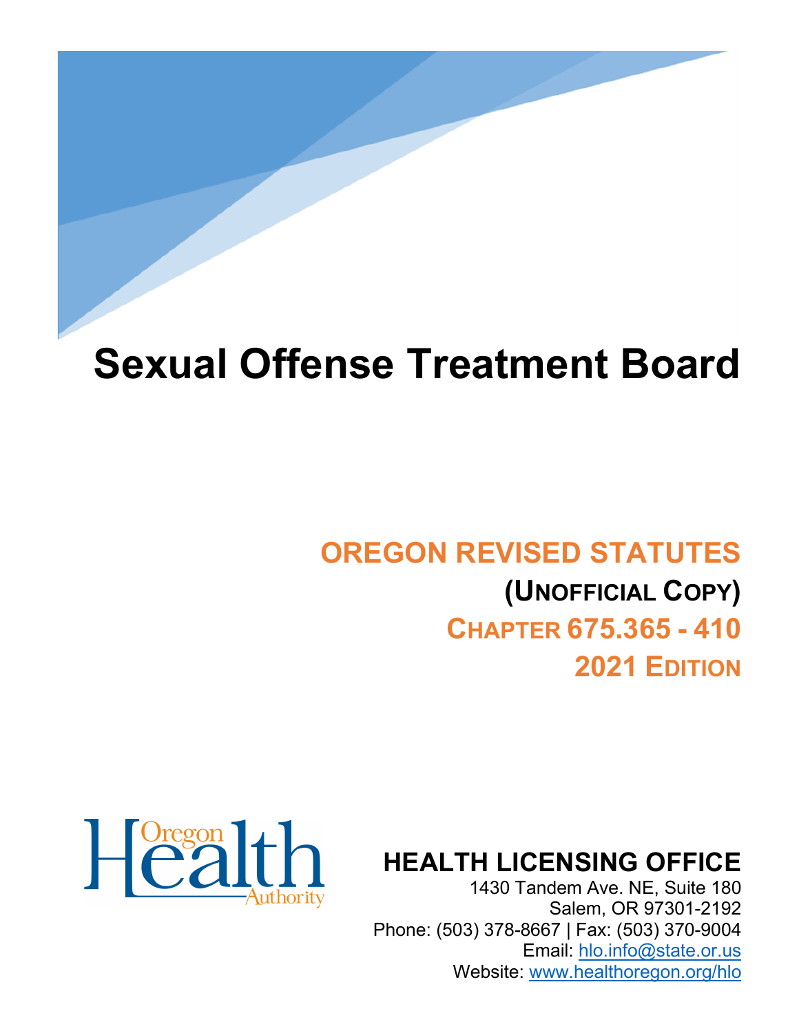# Sexual Offense Treatment Board

## OREGON REVISED STATUTES

**(UNOFFICIAL COPY)**

**CHAPTER 675.365 - 410**

**2021 EDITION**

Oregon Health Authority

**HEALTH LICENSING OFFICE**

1430 Tandem Ave. NE, Suite 180
Salem, OR 97301-2192
Phone: (503) 378-8667 | Fax: (503) 370-9004
Email: hlo.info@state.or.us
Website: www.healthoregon.org/hlo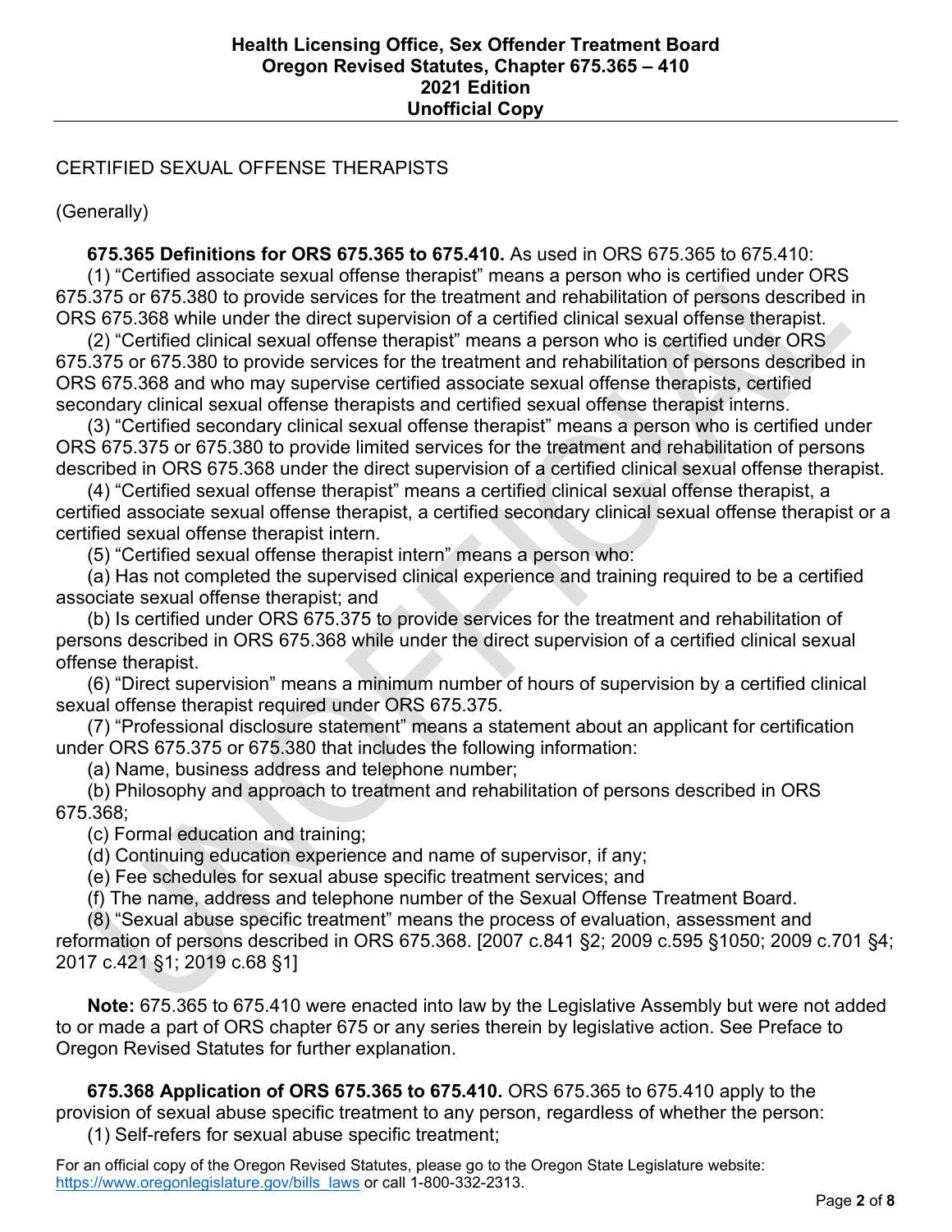CERTIFIED SEXUAL OFFENSE THERAPISTS

(Generally)

**675.365 Definitions for ORS 675.365 to 675.410.** As used in ORS 675.365 to 675.410:

(1) "Certified associate sexual offense therapist" means a person who is certified under ORS 675.375 or 675.380 to provide services for the treatment and rehabilitation of persons described in ORS 675.368 while under the direct supervision of a certified clinical sexual offense therapist.

(2) "Certified clinical sexual offense therapist" means a person who is certified under ORS 675.375 or 675.380 to provide services for the treatment and rehabilitation of persons described in ORS 675.368 and who may supervise certified associate sexual offense therapists, certified secondary clinical sexual offense therapists and certified sexual offense therapist interns.

(3) "Certified secondary clinical sexual offense therapist" means a person who is certified under ORS 675.375 or 675.380 to provide limited services for the treatment and rehabilitation of persons described in ORS 675.368 under the direct supervision of a certified clinical sexual offense therapist.

(4) "Certified sexual offense therapist" means a certified clinical sexual offense therapist, a certified associate sexual offense therapist, a certified secondary clinical sexual offense therapist or a certified sexual offense therapist intern.

(5) "Certified sexual offense therapist intern" means a person who:

(a) Has not completed the supervised clinical experience and training required to be a certified associate sexual offense therapist; and

(b) Is certified under ORS 675.375 to provide services for the treatment and rehabilitation of persons described in ORS 675.368 while under the direct supervision of a certified clinical sexual offense therapist.

(6) "Direct supervision" means a minimum number of hours of supervision by a certified clinical sexual offense therapist required under ORS 675.375.

(7) "Professional disclosure statement" means a statement about an applicant for certification under ORS 675.375 or 675.380 that includes the following information:

(a) Name, business address and telephone number;

(b) Philosophy and approach to treatment and rehabilitation of persons described in ORS 675.368;

(c) Formal education and training;

(d) Continuing education experience and name of supervisor, if any;

(e) Fee schedules for sexual abuse specific treatment services; and

(f) The name, address and telephone number of the Sexual Offense Treatment Board.

(8) "Sexual abuse specific treatment" means the process of evaluation, assessment and reformation of persons described in ORS 675.368. [2007 c.841 §2; 2009 c.595 §1050; 2009 c.701 §4; 2017 c.421 §1; 2019 c.68 §1]

**Note:** 675.365 to 675.410 were enacted into law by the Legislative Assembly but were not added to or made a part of ORS chapter 675 or any series therein by legislative action. See Preface to Oregon Revised Statutes for further explanation.

**675.368 Application of ORS 675.365 to 675.410.** ORS 675.365 to 675.410 apply to the provision of sexual abuse specific treatment to any person, regardless of whether the person:

(1) Self-refers for sexual abuse specific treatment;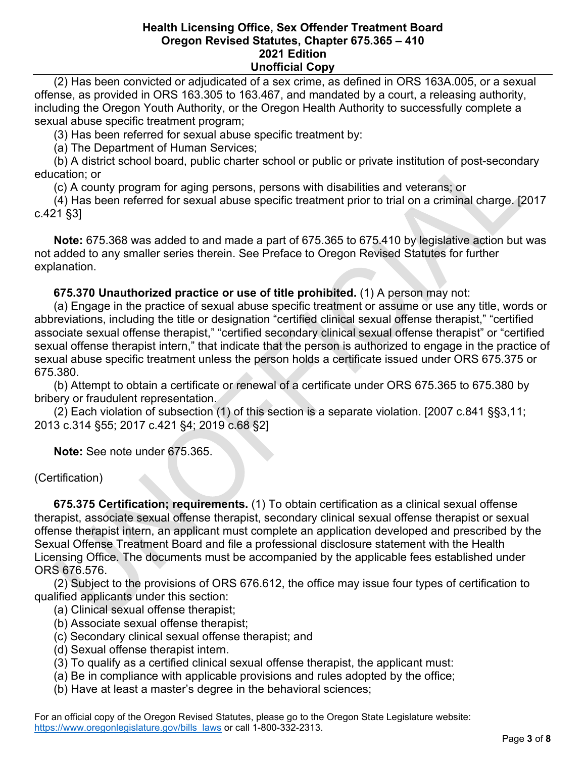(2) Has been convicted or adjudicated of a sex crime, as defined in ORS 163A.005, or a sexual offense, as provided in ORS 163.305 to 163.467, and mandated by a court, a releasing authority, including the Oregon Youth Authority, or the Oregon Health Authority to successfully complete a sexual abuse specific treatment program;

(3) Has been referred for sexual abuse specific treatment by:

(a) The Department of Human Services;

(b) A district school board, public charter school or public or private institution of post-secondary education; or

(c) A county program for aging persons, persons with disabilities and veterans; or

(4) Has been referred for sexual abuse specific treatment prior to trial on a criminal charge. [2017 c.421 §3]

**Note:** 675.368 was added to and made a part of 675.365 to 675.410 by legislative action but was not added to any smaller series therein. See Preface to Oregon Revised Statutes for further explanation.

**675.370 Unauthorized practice or use of title prohibited.** (1) A person may not:

(a) Engage in the practice of sexual abuse specific treatment or assume or use any title, words or abbreviations, including the title or designation "certified clinical sexual offense therapist," "certified associate sexual offense therapist," "certified secondary clinical sexual offense therapist" or "certified sexual offense therapist intern," that indicate that the person is authorized to engage in the practice of sexual abuse specific treatment unless the person holds a certificate issued under ORS 675.375 or 675.380.

(b) Attempt to obtain a certificate or renewal of a certificate under ORS 675.365 to 675.380 by bribery or fraudulent representation.

(2) Each violation of subsection (1) of this section is a separate violation. [2007 c.841 §§3,11; 2013 c.314 §55; 2017 c.421 §4; 2019 c.68 §2]

**Note:** See note under 675.365.

(Certification)

**675.375 Certification; requirements.** (1) To obtain certification as a clinical sexual offense therapist, associate sexual offense therapist, secondary clinical sexual offense therapist or sexual offense therapist intern, an applicant must complete an application developed and prescribed by the Sexual Offense Treatment Board and file a professional disclosure statement with the Health Licensing Office. The documents must be accompanied by the applicable fees established under ORS 676.576.

(2) Subject to the provisions of ORS 676.612, the office may issue four types of certification to qualified applicants under this section:

(a) Clinical sexual offense therapist;

(b) Associate sexual offense therapist;

(c) Secondary clinical sexual offense therapist; and

(d) Sexual offense therapist intern.

(3) To qualify as a certified clinical sexual offense therapist, the applicant must:

(a) Be in compliance with applicable provisions and rules adopted by the office;

(b) Have at least a master's degree in the behavioral sciences;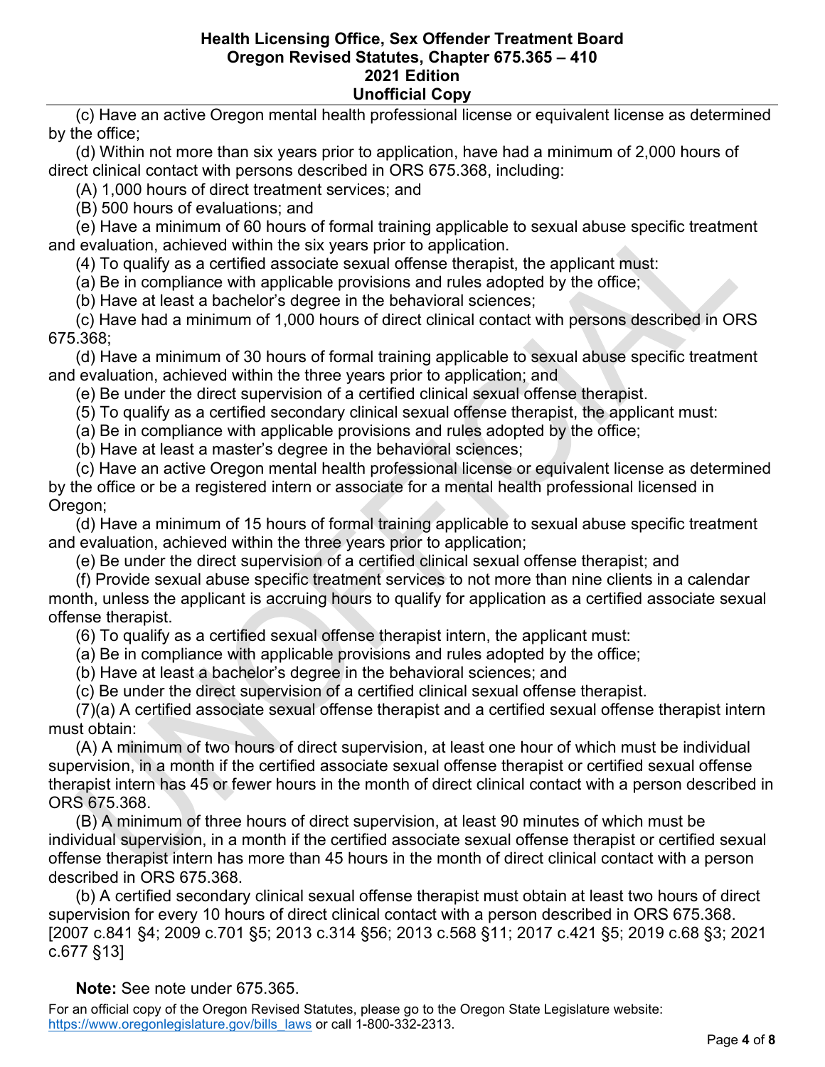(c) Have an active Oregon mental health professional license or equivalent license as determined by the office;

(d) Within not more than six years prior to application, have had a minimum of 2,000 hours of direct clinical contact with persons described in ORS 675.368, including:

(A) 1,000 hours of direct treatment services; and

(B) 500 hours of evaluations; and

(e) Have a minimum of 60 hours of formal training applicable to sexual abuse specific treatment and evaluation, achieved within the six years prior to application.

(4) To qualify as a certified associate sexual offense therapist, the applicant must:

(a) Be in compliance with applicable provisions and rules adopted by the office;

(b) Have at least a bachelor's degree in the behavioral sciences;

(c) Have had a minimum of 1,000 hours of direct clinical contact with persons described in ORS 675.368;

(d) Have a minimum of 30 hours of formal training applicable to sexual abuse specific treatment and evaluation, achieved within the three years prior to application; and

(e) Be under the direct supervision of a certified clinical sexual offense therapist.

(5) To qualify as a certified secondary clinical sexual offense therapist, the applicant must:

(a) Be in compliance with applicable provisions and rules adopted by the office;

(b) Have at least a master's degree in the behavioral sciences;

(c) Have an active Oregon mental health professional license or equivalent license as determined by the office or be a registered intern or associate for a mental health professional licensed in Oregon;

(d) Have a minimum of 15 hours of formal training applicable to sexual abuse specific treatment and evaluation, achieved within the three years prior to application;

(e) Be under the direct supervision of a certified clinical sexual offense therapist; and

(f) Provide sexual abuse specific treatment services to not more than nine clients in a calendar month, unless the applicant is accruing hours to qualify for application as a certified associate sexual offense therapist.

(6) To qualify as a certified sexual offense therapist intern, the applicant must:

(a) Be in compliance with applicable provisions and rules adopted by the office;

(b) Have at least a bachelor's degree in the behavioral sciences; and

(c) Be under the direct supervision of a certified clinical sexual offense therapist.

(7)(a) A certified associate sexual offense therapist and a certified sexual offense therapist intern must obtain:

(A) A minimum of two hours of direct supervision, at least one hour of which must be individual supervision, in a month if the certified associate sexual offense therapist or certified sexual offense therapist intern has 45 or fewer hours in the month of direct clinical contact with a person described in ORS 675.368.

(B) A minimum of three hours of direct supervision, at least 90 minutes of which must be individual supervision, in a month if the certified associate sexual offense therapist or certified sexual offense therapist intern has more than 45 hours in the month of direct clinical contact with a person described in ORS 675.368.

(b) A certified secondary clinical sexual offense therapist must obtain at least two hours of direct supervision for every 10 hours of direct clinical contact with a person described in ORS 675.368. [2007 c.841 §4; 2009 c.701 §5; 2013 c.314 §56; 2013 c.568 §11; 2017 c.421 §5; 2019 c.68 §3; 2021 c.677 §13]

**Note:** See note under 675.365.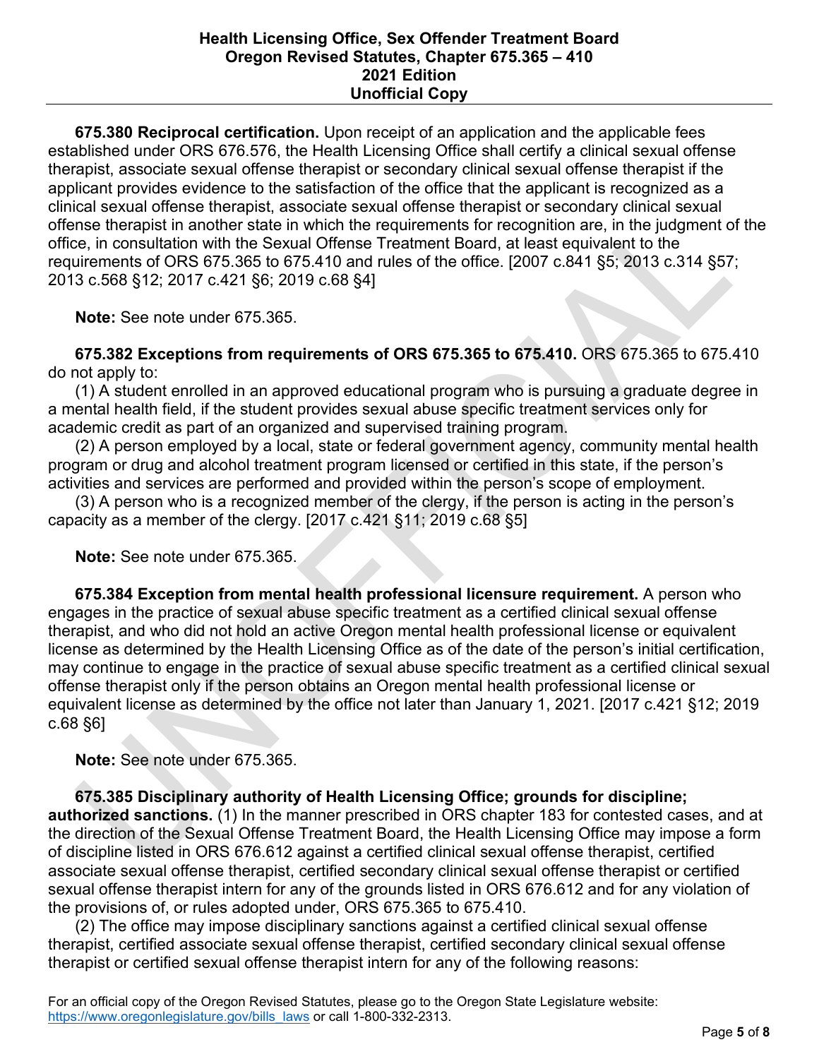**675.380 Reciprocal certification.** Upon receipt of an application and the applicable fees established under ORS 676.576, the Health Licensing Office shall certify a clinical sexual offense therapist, associate sexual offense therapist or secondary clinical sexual offense therapist if the applicant provides evidence to the satisfaction of the office that the applicant is recognized as a clinical sexual offense therapist, associate sexual offense therapist or secondary clinical sexual offense therapist in another state in which the requirements for recognition are, in the judgment of the office, in consultation with the Sexual Offense Treatment Board, at least equivalent to the requirements of ORS 675.365 to 675.410 and rules of the office. [2007 c.841 §5; 2013 c.314 §57; 2013 c.568 §12; 2017 c.421 §6; 2019 c.68 §4]

**Note:** See note under 675.365.

**675.382 Exceptions from requirements of ORS 675.365 to 675.410.** ORS 675.365 to 675.410 do not apply to:

(1) A student enrolled in an approved educational program who is pursuing a graduate degree in a mental health field, if the student provides sexual abuse specific treatment services only for academic credit as part of an organized and supervised training program.

(2) A person employed by a local, state or federal government agency, community mental health program or drug and alcohol treatment program licensed or certified in this state, if the person's activities and services are performed and provided within the person's scope of employment.

(3) A person who is a recognized member of the clergy, if the person is acting in the person's capacity as a member of the clergy. [2017 c.421 §11; 2019 c.68 §5]

**Note:** See note under 675.365.

**675.384 Exception from mental health professional licensure requirement.** A person who engages in the practice of sexual abuse specific treatment as a certified clinical sexual offense therapist, and who did not hold an active Oregon mental health professional license or equivalent license as determined by the Health Licensing Office as of the date of the person's initial certification, may continue to engage in the practice of sexual abuse specific treatment as a certified clinical sexual offense therapist only if the person obtains an Oregon mental health professional license or equivalent license as determined by the office not later than January 1, 2021. [2017 c.421 §12; 2019 c.68 §6]

**Note:** See note under 675.365.

**675.385 Disciplinary authority of Health Licensing Office; grounds for discipline; authorized sanctions.** (1) In the manner prescribed in ORS chapter 183 for contested cases, and at the direction of the Sexual Offense Treatment Board, the Health Licensing Office may impose a form of discipline listed in ORS 676.612 against a certified clinical sexual offense therapist, certified associate sexual offense therapist, certified secondary clinical sexual offense therapist or certified sexual offense therapist intern for any of the grounds listed in ORS 676.612 and for any violation of the provisions of, or rules adopted under, ORS 675.365 to 675.410.

(2) The office may impose disciplinary sanctions against a certified clinical sexual offense therapist, certified associate sexual offense therapist, certified secondary clinical sexual offense therapist or certified sexual offense therapist intern for any of the following reasons: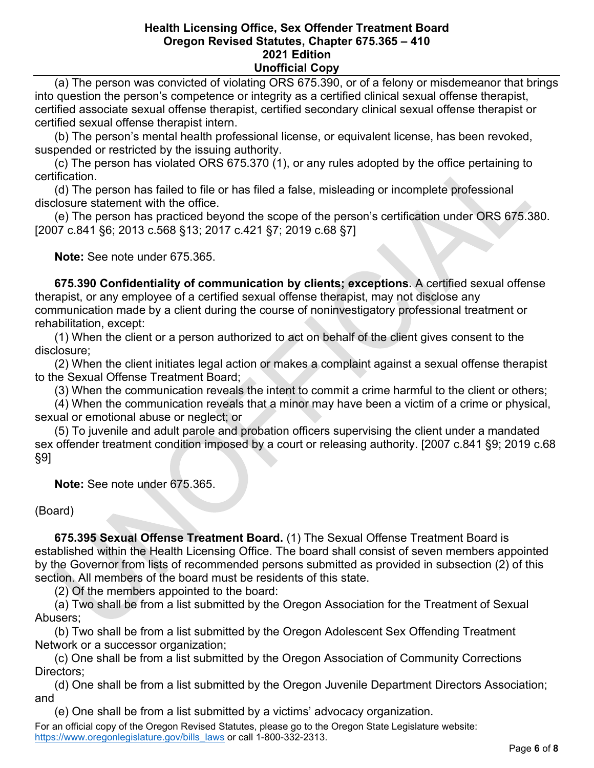(a) The person was convicted of violating ORS 675.390, or of a felony or misdemeanor that brings into question the person's competence or integrity as a certified clinical sexual offense therapist, certified associate sexual offense therapist, certified secondary clinical sexual offense therapist or certified sexual offense therapist intern.

(b) The person's mental health professional license, or equivalent license, has been revoked, suspended or restricted by the issuing authority.

(c) The person has violated ORS 675.370 (1), or any rules adopted by the office pertaining to certification.

(d) The person has failed to file or has filed a false, misleading or incomplete professional disclosure statement with the office.

(e) The person has practiced beyond the scope of the person's certification under ORS 675.380. [2007 c.841 §6; 2013 c.568 §13; 2017 c.421 §7; 2019 c.68 §7]

**Note:** See note under 675.365.

**675.390 Confidentiality of communication by clients; exceptions.** A certified sexual offense therapist, or any employee of a certified sexual offense therapist, may not disclose any communication made by a client during the course of noninvestigatory professional treatment or rehabilitation, except:

(1) When the client or a person authorized to act on behalf of the client gives consent to the disclosure;

(2) When the client initiates legal action or makes a complaint against a sexual offense therapist to the Sexual Offense Treatment Board;

(3) When the communication reveals the intent to commit a crime harmful to the client or others;

(4) When the communication reveals that a minor may have been a victim of a crime or physical, sexual or emotional abuse or neglect; or

(5) To juvenile and adult parole and probation officers supervising the client under a mandated sex offender treatment condition imposed by a court or releasing authority. [2007 c.841 §9; 2019 c.68 §9]

**Note:** See note under 675.365.

(Board)

**675.395 Sexual Offense Treatment Board.** (1) The Sexual Offense Treatment Board is established within the Health Licensing Office. The board shall consist of seven members appointed by the Governor from lists of recommended persons submitted as provided in subsection (2) of this section. All members of the board must be residents of this state.

(2) Of the members appointed to the board:

(a) Two shall be from a list submitted by the Oregon Association for the Treatment of Sexual Abusers;

(b) Two shall be from a list submitted by the Oregon Adolescent Sex Offending Treatment Network or a successor organization;

(c) One shall be from a list submitted by the Oregon Association of Community Corrections Directors;

(d) One shall be from a list submitted by the Oregon Juvenile Department Directors Association; and

(e) One shall be from a list submitted by a victims' advocacy organization.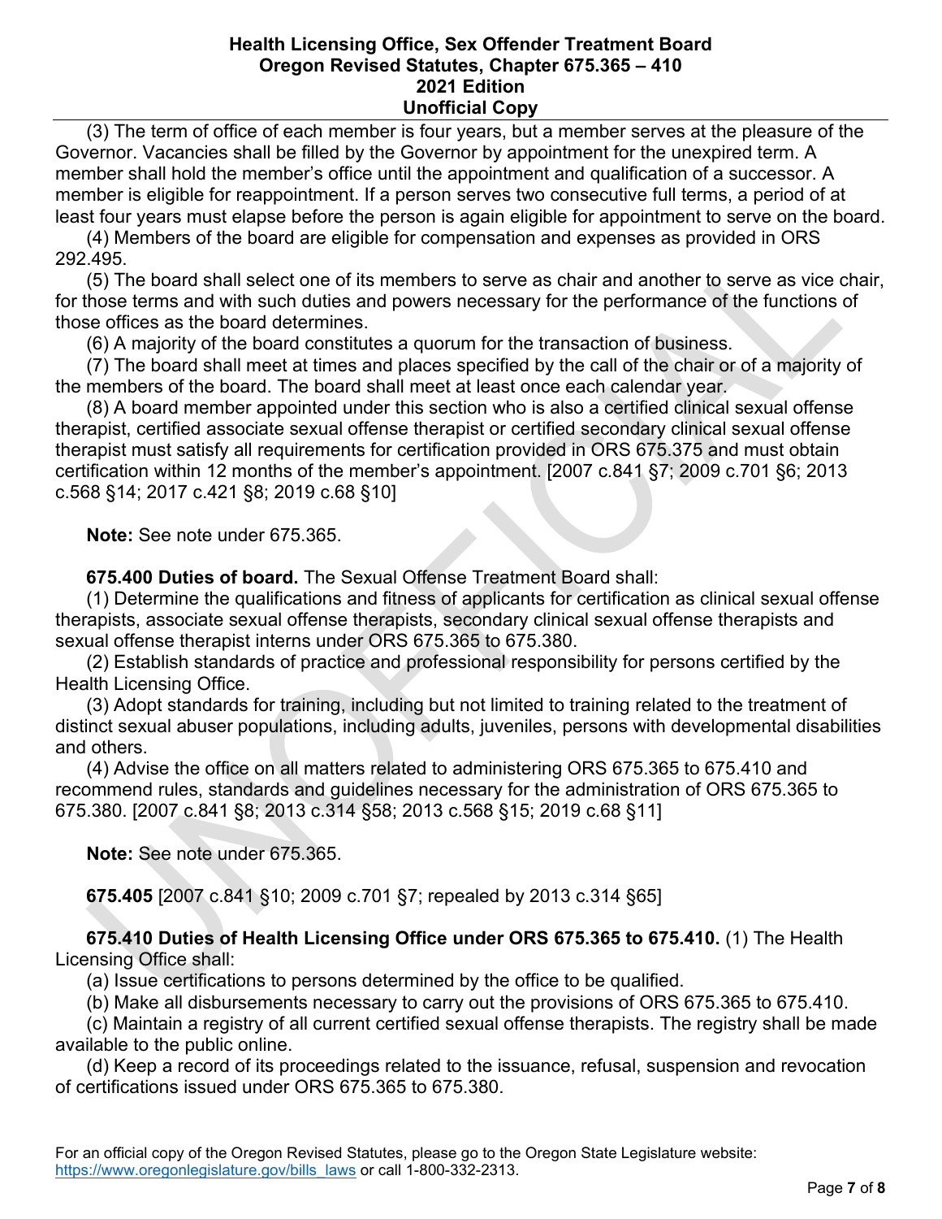(3) The term of office of each member is four years, but a member serves at the pleasure of the Governor. Vacancies shall be filled by the Governor by appointment for the unexpired term. A member shall hold the member's office until the appointment and qualification of a successor. A member is eligible for reappointment. If a person serves two consecutive full terms, a period of at least four years must elapse before the person is again eligible for appointment to serve on the board.

(4) Members of the board are eligible for compensation and expenses as provided in ORS 292.495.

(5) The board shall select one of its members to serve as chair and another to serve as vice chair, for those terms and with such duties and powers necessary for the performance of the functions of those offices as the board determines.

(6) A majority of the board constitutes a quorum for the transaction of business.

(7) The board shall meet at times and places specified by the call of the chair or of a majority of the members of the board. The board shall meet at least once each calendar year.

(8) A board member appointed under this section who is also a certified clinical sexual offense therapist, certified associate sexual offense therapist or certified secondary clinical sexual offense therapist must satisfy all requirements for certification provided in ORS 675.375 and must obtain certification within 12 months of the member's appointment. [2007 c.841 §7; 2009 c.701 §6; 2013 c.568 §14; 2017 c.421 §8; 2019 c.68 §10]

**Note:** See note under 675.365.

**675.400 Duties of board.** The Sexual Offense Treatment Board shall:

(1) Determine the qualifications and fitness of applicants for certification as clinical sexual offense therapists, associate sexual offense therapists, secondary clinical sexual offense therapists and sexual offense therapist interns under ORS 675.365 to 675.380.

(2) Establish standards of practice and professional responsibility for persons certified by the Health Licensing Office.

(3) Adopt standards for training, including but not limited to training related to the treatment of distinct sexual abuser populations, including adults, juveniles, persons with developmental disabilities and others.

(4) Advise the office on all matters related to administering ORS 675.365 to 675.410 and recommend rules, standards and guidelines necessary for the administration of ORS 675.365 to 675.380. [2007 c.841 §8; 2013 c.314 §58; 2013 c.568 §15; 2019 c.68 §11]

**Note:** See note under 675.365.

**675.405** [2007 c.841 §10; 2009 c.701 §7; repealed by 2013 c.314 §65]

**675.410 Duties of Health Licensing Office under ORS 675.365 to 675.410.** (1) The Health Licensing Office shall:

(a) Issue certifications to persons determined by the office to be qualified.

(b) Make all disbursements necessary to carry out the provisions of ORS 675.365 to 675.410.

(c) Maintain a registry of all current certified sexual offense therapists. The registry shall be made available to the public online.

(d) Keep a record of its proceedings related to the issuance, refusal, suspension and revocation of certifications issued under ORS 675.365 to 675.380.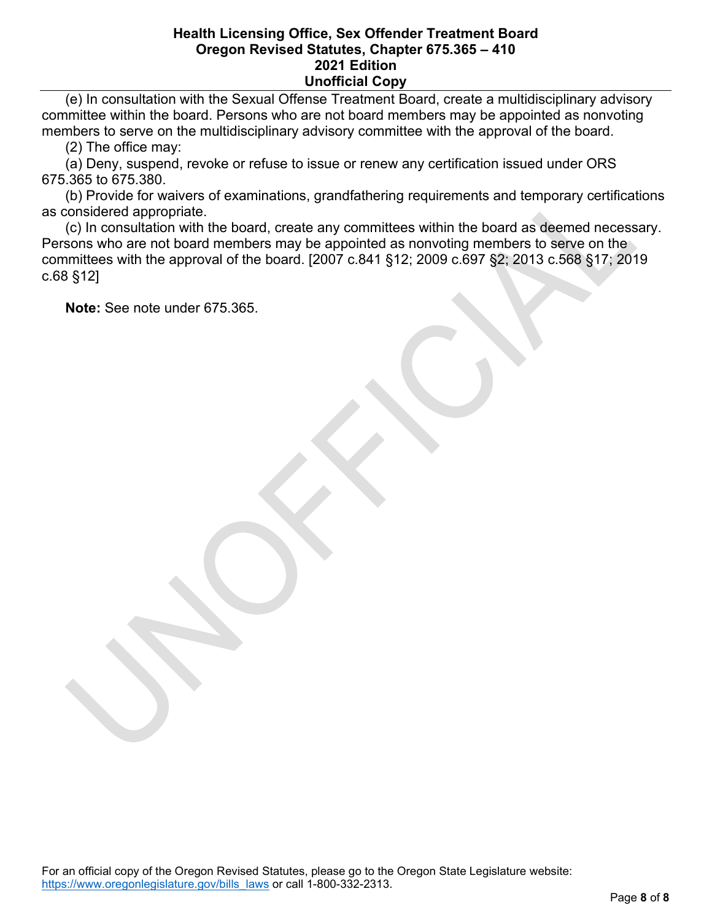(e) In consultation with the Sexual Offense Treatment Board, create a multidisciplinary advisory committee within the board. Persons who are not board members may be appointed as nonvoting members to serve on the multidisciplinary advisory committee with the approval of the board.

(2) The office may:

(a) Deny, suspend, revoke or refuse to issue or renew any certification issued under ORS 675.365 to 675.380.

(b) Provide for waivers of examinations, grandfathering requirements and temporary certifications as considered appropriate.

(c) In consultation with the board, create any committees within the board as deemed necessary. Persons who are not board members may be appointed as nonvoting members to serve on the committees with the approval of the board. [2007 c.841 §12; 2009 c.697 §2; 2013 c.568 §17; 2019 c.68 §12]

**Note:** See note under 675.365.

For an official copy of the Oregon Revised Statutes, please go to the Oregon State Legislature website: https://www.oregonlegislature.gov/bills_laws or call 1-800-332-2313.